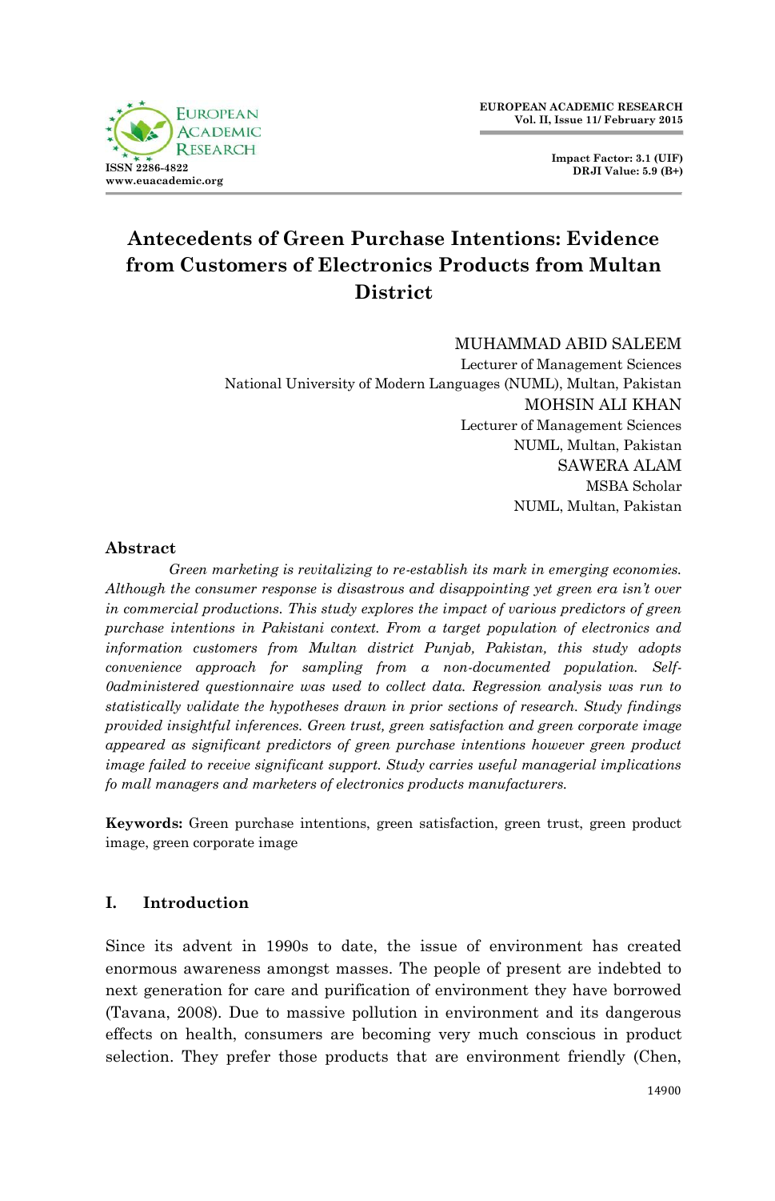# Antecedents of Green Purchase Intentions: Evidence from Customers of Electronics Products from Multan District

MUHAMMAD ABID SALEEM
Lecturer of Management Sciences
National University of Modern Languages (NUML), Multan, Pakistan

MOHSIN ALI KHAN
Lecturer of Management Sciences
NUML, Multan, Pakistan

SAWERA ALAM
MSBA Scholar
NUML, Multan, Pakistan

## Abstract

*Green marketing is revitalizing to re-establish its mark in emerging economies. Although the consumer response is disastrous and disappointing yet green era isn't over in commercial productions. This study explores the impact of various predictors of green purchase intentions in Pakistani context. From a target population of electronics and information customers from Multan district Punjab, Pakistan, this study adopts convenience approach for sampling from a non-documented population. Self-0administered questionnaire was used to collect data. Regression analysis was run to statistically validate the hypotheses drawn in prior sections of research. Study findings provided insightful inferences. Green trust, green satisfaction and green corporate image appeared as significant predictors of green purchase intentions however green product image failed to receive significant support. Study carries useful managerial implications fo mall managers and marketers of electronics products manufacturers.*

**Keywords:** Green purchase intentions, green satisfaction, green trust, green product image, green corporate image

## I. Introduction

Since its advent in 1990s to date, the issue of environment has created enormous awareness amongst masses. The people of present are indebted to next generation for care and purification of environment they have borrowed (Tavana, 2008). Due to massive pollution in environment and its dangerous effects on health, consumers are becoming very much conscious in product selection. They prefer those products that are environment friendly (Chen,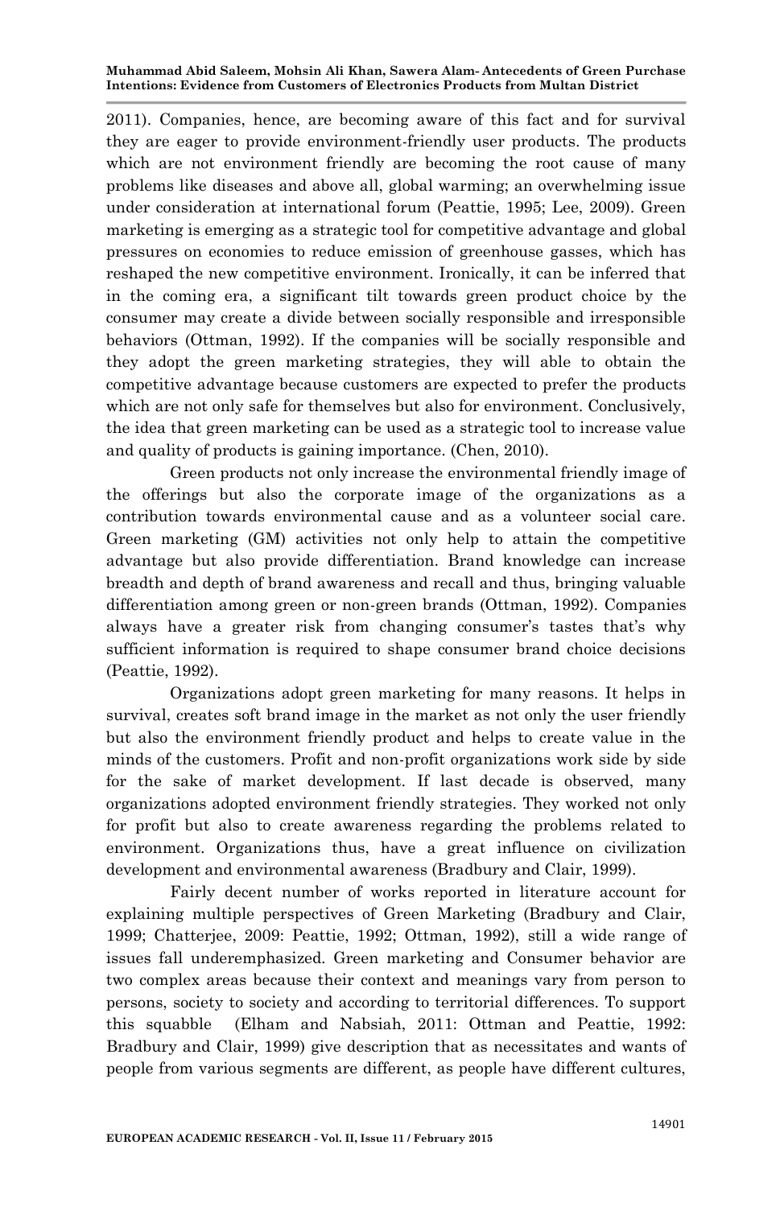2011). Companies, hence, are becoming aware of this fact and for survival they are eager to provide environment-friendly user products. The products which are not environment friendly are becoming the root cause of many problems like diseases and above all, global warming; an overwhelming issue under consideration at international forum (Peattie, 1995; Lee, 2009). Green marketing is emerging as a strategic tool for competitive advantage and global pressures on economies to reduce emission of greenhouse gasses, which has reshaped the new competitive environment. Ironically, it can be inferred that in the coming era, a significant tilt towards green product choice by the consumer may create a divide between socially responsible and irresponsible behaviors (Ottman, 1992). If the companies will be socially responsible and they adopt the green marketing strategies, they will able to obtain the competitive advantage because customers are expected to prefer the products which are not only safe for themselves but also for environment. Conclusively, the idea that green marketing can be used as a strategic tool to increase value and quality of products is gaining importance. (Chen, 2010).

Green products not only increase the environmental friendly image of the offerings but also the corporate image of the organizations as a contribution towards environmental cause and as a volunteer social care. Green marketing (GM) activities not only help to attain the competitive advantage but also provide differentiation. Brand knowledge can increase breadth and depth of brand awareness and recall and thus, bringing valuable differentiation among green or non-green brands (Ottman, 1992). Companies always have a greater risk from changing consumer's tastes that's why sufficient information is required to shape consumer brand choice decisions (Peattie, 1992).

Organizations adopt green marketing for many reasons. It helps in survival, creates soft brand image in the market as not only the user friendly but also the environment friendly product and helps to create value in the minds of the customers. Profit and non-profit organizations work side by side for the sake of market development. If last decade is observed, many organizations adopted environment friendly strategies. They worked not only for profit but also to create awareness regarding the problems related to environment. Organizations thus, have a great influence on civilization development and environmental awareness (Bradbury and Clair, 1999).

Fairly decent number of works reported in literature account for explaining multiple perspectives of Green Marketing (Bradbury and Clair, 1999; Chatterjee, 2009: Peattie, 1992; Ottman, 1992), still a wide range of issues fall underemphasized. Green marketing and Consumer behavior are two complex areas because their context and meanings vary from person to persons, society to society and according to territorial differences. To support this squabble (Elham and Nabsiah, 2011: Ottman and Peattie, 1992: Bradbury and Clair, 1999) give description that as necessitates and wants of people from various segments are different, as people have different cultures,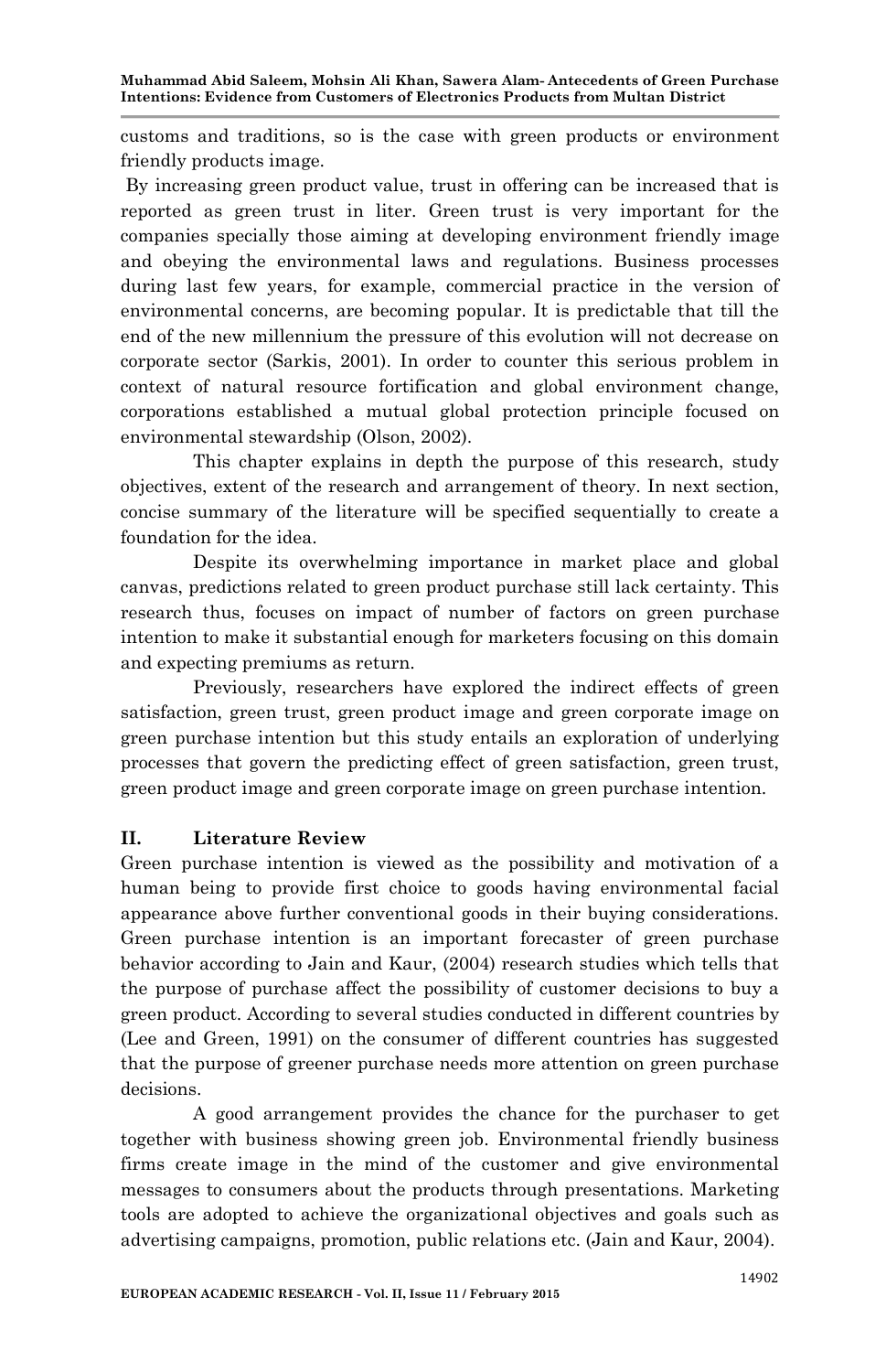customs and traditions, so is the case with green products or environment friendly products image.

By increasing green product value, trust in offering can be increased that is reported as green trust in liter. Green trust is very important for the companies specially those aiming at developing environment friendly image and obeying the environmental laws and regulations. Business processes during last few years, for example, commercial practice in the version of environmental concerns, are becoming popular. It is predictable that till the end of the new millennium the pressure of this evolution will not decrease on corporate sector (Sarkis, 2001). In order to counter this serious problem in context of natural resource fortification and global environment change, corporations established a mutual global protection principle focused on environmental stewardship (Olson, 2002).

This chapter explains in depth the purpose of this research, study objectives, extent of the research and arrangement of theory. In next section, concise summary of the literature will be specified sequentially to create a foundation for the idea.

Despite its overwhelming importance in market place and global canvas, predictions related to green product purchase still lack certainty. This research thus, focuses on impact of number of factors on green purchase intention to make it substantial enough for marketers focusing on this domain and expecting premiums as return.

Previously, researchers have explored the indirect effects of green satisfaction, green trust, green product image and green corporate image on green purchase intention but this study entails an exploration of underlying processes that govern the predicting effect of green satisfaction, green trust, green product image and green corporate image on green purchase intention.

## II. Literature Review

Green purchase intention is viewed as the possibility and motivation of a human being to provide first choice to goods having environmental facial appearance above further conventional goods in their buying considerations. Green purchase intention is an important forecaster of green purchase behavior according to Jain and Kaur, (2004) research studies which tells that the purpose of purchase affect the possibility of customer decisions to buy a green product. According to several studies conducted in different countries by (Lee and Green, 1991) on the consumer of different countries has suggested that the purpose of greener purchase needs more attention on green purchase decisions.

A good arrangement provides the chance for the purchaser to get together with business showing green job. Environmental friendly business firms create image in the mind of the customer and give environmental messages to consumers about the products through presentations. Marketing tools are adopted to achieve the organizational objectives and goals such as advertising campaigns, promotion, public relations etc. (Jain and Kaur, 2004).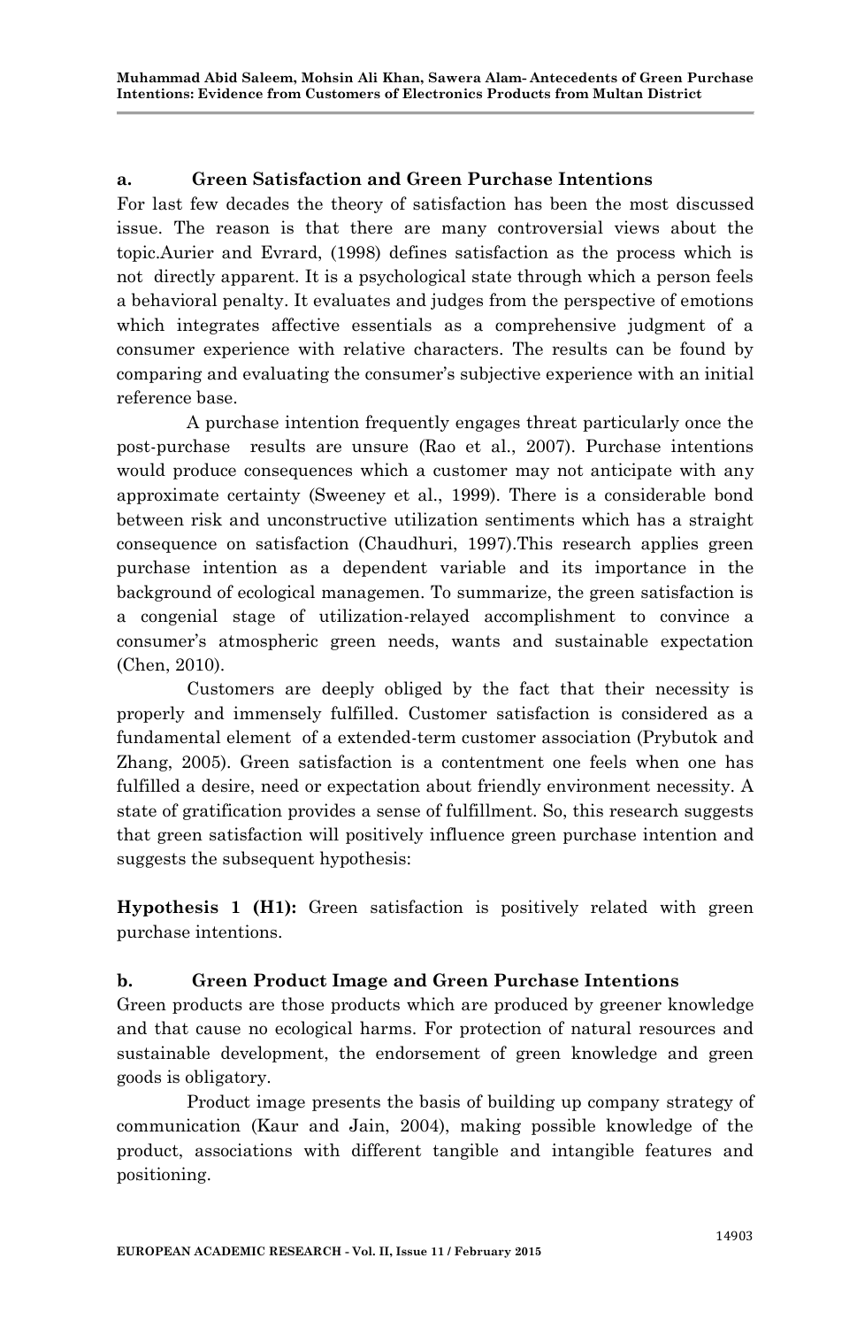#### a. Green Satisfaction and Green Purchase Intentions

For last few decades the theory of satisfaction has been the most discussed issue. The reason is that there are many controversial views about the topic.Aurier and Evrard, (1998) defines satisfaction as the process which is not directly apparent. It is a psychological state through which a person feels a behavioral penalty. It evaluates and judges from the perspective of emotions which integrates affective essentials as a comprehensive judgment of a consumer experience with relative characters. The results can be found by comparing and evaluating the consumer's subjective experience with an initial reference base.

A purchase intention frequently engages threat particularly once the post-purchase results are unsure (Rao et al., 2007). Purchase intentions would produce consequences which a customer may not anticipate with any approximate certainty (Sweeney et al., 1999). There is a considerable bond between risk and unconstructive utilization sentiments which has a straight consequence on satisfaction (Chaudhuri, 1997).This research applies green purchase intention as a dependent variable and its importance in the background of ecological managemen. To summarize, the green satisfaction is a congenial stage of utilization-relayed accomplishment to convince a consumer's atmospheric green needs, wants and sustainable expectation (Chen, 2010).

Customers are deeply obliged by the fact that their necessity is properly and immensely fulfilled. Customer satisfaction is considered as a fundamental element of a extended-term customer association (Prybutok and Zhang, 2005). Green satisfaction is a contentment one feels when one has fulfilled a desire, need or expectation about friendly environment necessity. A state of gratification provides a sense of fulfillment. So, this research suggests that green satisfaction will positively influence green purchase intention and suggests the subsequent hypothesis:

**Hypothesis 1 (H1):** Green satisfaction is positively related with green purchase intentions.

#### b. Green Product Image and Green Purchase Intentions

Green products are those products which are produced by greener knowledge and that cause no ecological harms. For protection of natural resources and sustainable development, the endorsement of green knowledge and green goods is obligatory.

Product image presents the basis of building up company strategy of communication (Kaur and Jain, 2004), making possible knowledge of the product, associations with different tangible and intangible features and positioning.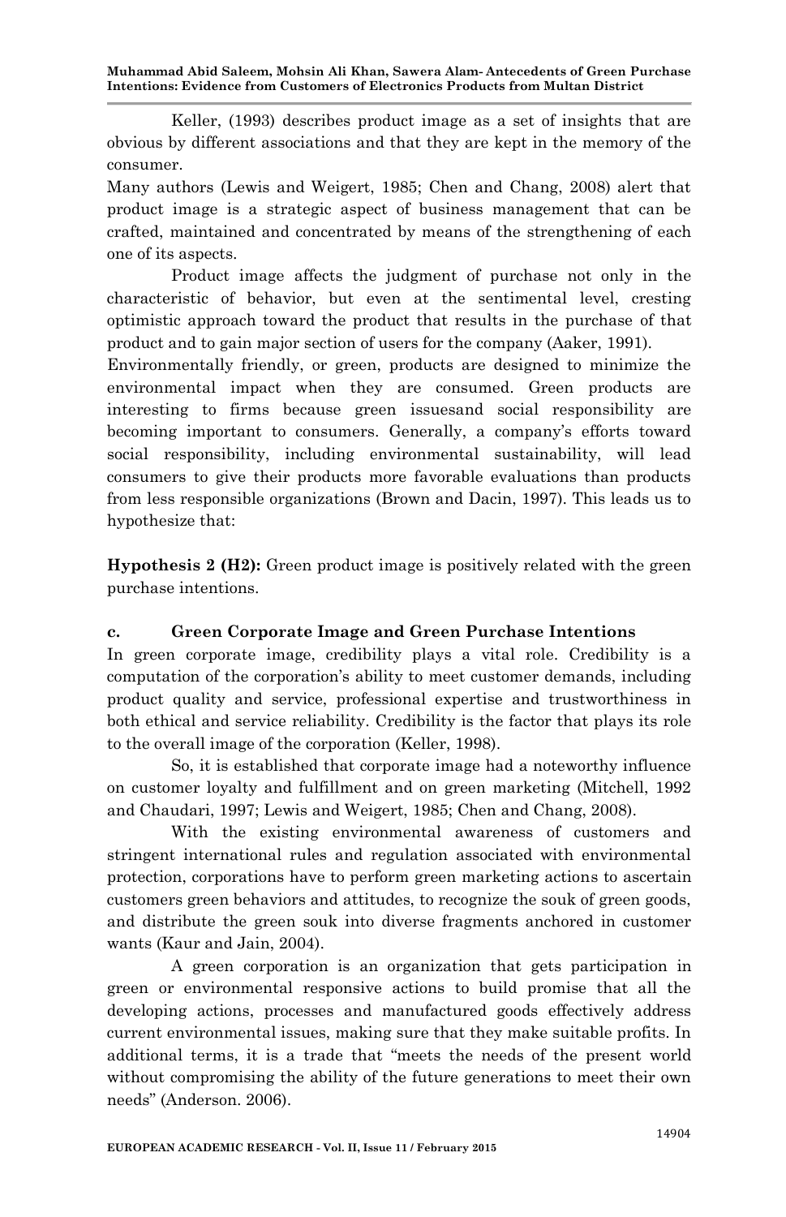Keller, (1993) describes product image as a set of insights that are obvious by different associations and that they are kept in the memory of the consumer.

Many authors (Lewis and Weigert, 1985; Chen and Chang, 2008) alert that product image is a strategic aspect of business management that can be crafted, maintained and concentrated by means of the strengthening of each one of its aspects.

Product image affects the judgment of purchase not only in the characteristic of behavior, but even at the sentimental level, cresting optimistic approach toward the product that results in the purchase of that product and to gain major section of users for the company (Aaker, 1991).

Environmentally friendly, or green, products are designed to minimize the environmental impact when they are consumed. Green products are interesting to firms because green issuesand social responsibility are becoming important to consumers. Generally, a company's efforts toward social responsibility, including environmental sustainability, will lead consumers to give their products more favorable evaluations than products from less responsible organizations (Brown and Dacin, 1997). This leads us to hypothesize that:

**Hypothesis 2 (H2):** Green product image is positively related with the green purchase intentions.

### c. Green Corporate Image and Green Purchase Intentions

In green corporate image, credibility plays a vital role. Credibility is a computation of the corporation's ability to meet customer demands, including product quality and service, professional expertise and trustworthiness in both ethical and service reliability. Credibility is the factor that plays its role to the overall image of the corporation (Keller, 1998).

So, it is established that corporate image had a noteworthy influence on customer loyalty and fulfillment and on green marketing (Mitchell, 1992 and Chaudari, 1997; Lewis and Weigert, 1985; Chen and Chang, 2008).

With the existing environmental awareness of customers and stringent international rules and regulation associated with environmental protection, corporations have to perform green marketing actions to ascertain customers green behaviors and attitudes, to recognize the souk of green goods, and distribute the green souk into diverse fragments anchored in customer wants (Kaur and Jain, 2004).

A green corporation is an organization that gets participation in green or environmental responsive actions to build promise that all the developing actions, processes and manufactured goods effectively address current environmental issues, making sure that they make suitable profits. In additional terms, it is a trade that "meets the needs of the present world without compromising the ability of the future generations to meet their own needs" (Anderson. 2006).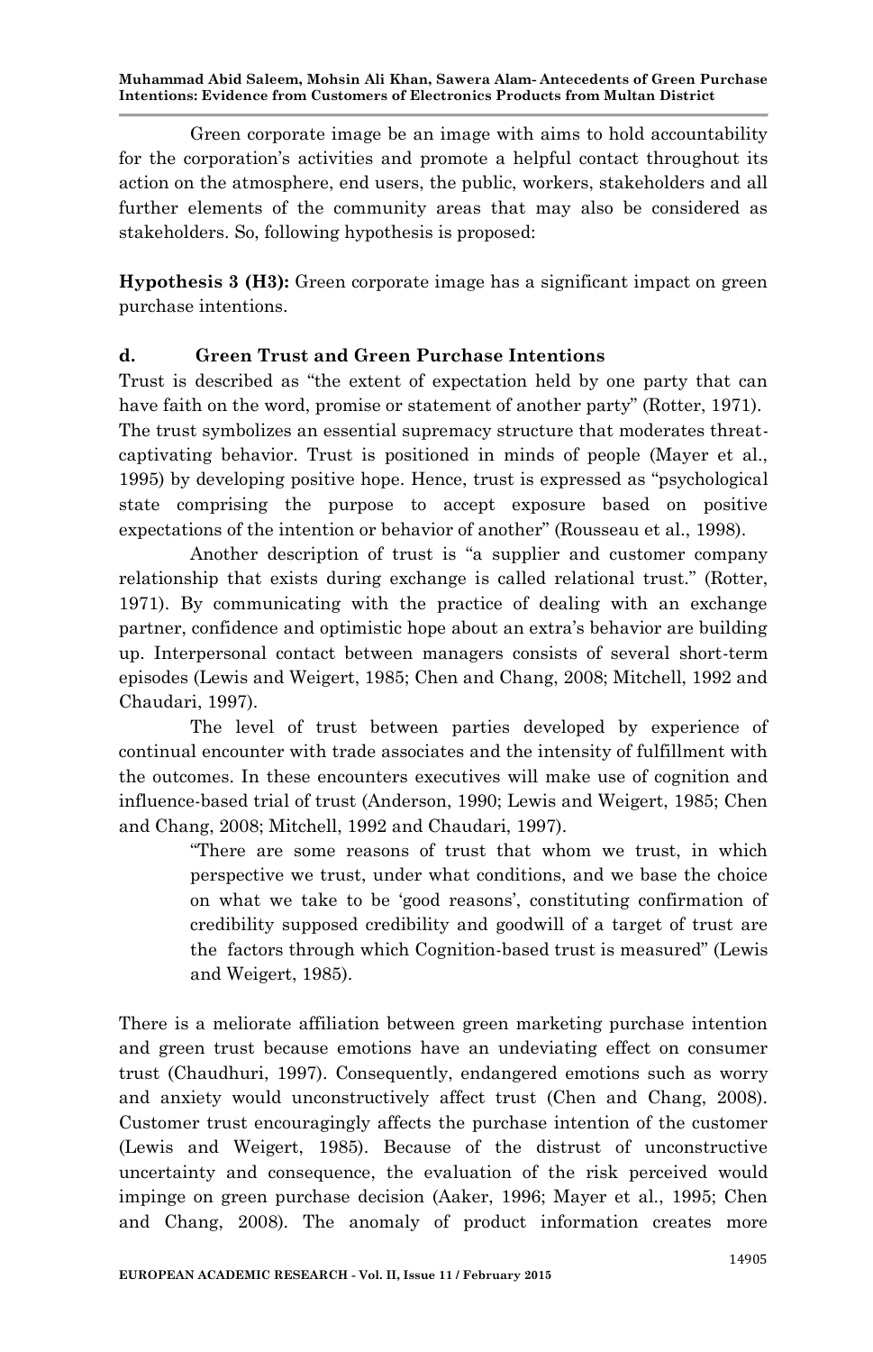Green corporate image be an image with aims to hold accountability for the corporation's activities and promote a helpful contact throughout its action on the atmosphere, end users, the public, workers, stakeholders and all further elements of the community areas that may also be considered as stakeholders. So, following hypothesis is proposed:

**Hypothesis 3 (H3):** Green corporate image has a significant impact on green purchase intentions.

### d. Green Trust and Green Purchase Intentions

Trust is described as "the extent of expectation held by one party that can have faith on the word, promise or statement of another party" (Rotter, 1971). The trust symbolizes an essential supremacy structure that moderates threat-captivating behavior. Trust is positioned in minds of people (Mayer et al., 1995) by developing positive hope. Hence, trust is expressed as "psychological state comprising the purpose to accept exposure based on positive expectations of the intention or behavior of another" (Rousseau et al., 1998).

Another description of trust is "a supplier and customer company relationship that exists during exchange is called relational trust." (Rotter, 1971). By communicating with the practice of dealing with an exchange partner, confidence and optimistic hope about an extra's behavior are building up. Interpersonal contact between managers consists of several short-term episodes (Lewis and Weigert, 1985; Chen and Chang, 2008; Mitchell, 1992 and Chaudari, 1997).

The level of trust between parties developed by experience of continual encounter with trade associates and the intensity of fulfillment with the outcomes. In these encounters executives will make use of cognition and influence-based trial of trust (Anderson, 1990; Lewis and Weigert, 1985; Chen and Chang, 2008; Mitchell, 1992 and Chaudari, 1997).

> "There are some reasons of trust that whom we trust, in which perspective we trust, under what conditions, and we base the choice on what we take to be 'good reasons', constituting confirmation of credibility supposed credibility and goodwill of a target of trust are the factors through which Cognition-based trust is measured" (Lewis and Weigert, 1985).

There is a meliorate affiliation between green marketing purchase intention and green trust because emotions have an undeviating effect on consumer trust (Chaudhuri, 1997). Consequently, endangered emotions such as worry and anxiety would unconstructively affect trust (Chen and Chang, 2008). Customer trust encouragingly affects the purchase intention of the customer (Lewis and Weigert, 1985). Because of the distrust of unconstructive uncertainty and consequence, the evaluation of the risk perceived would impinge on green purchase decision (Aaker, 1996; Mayer et al., 1995; Chen and Chang, 2008). The anomaly of product information creates more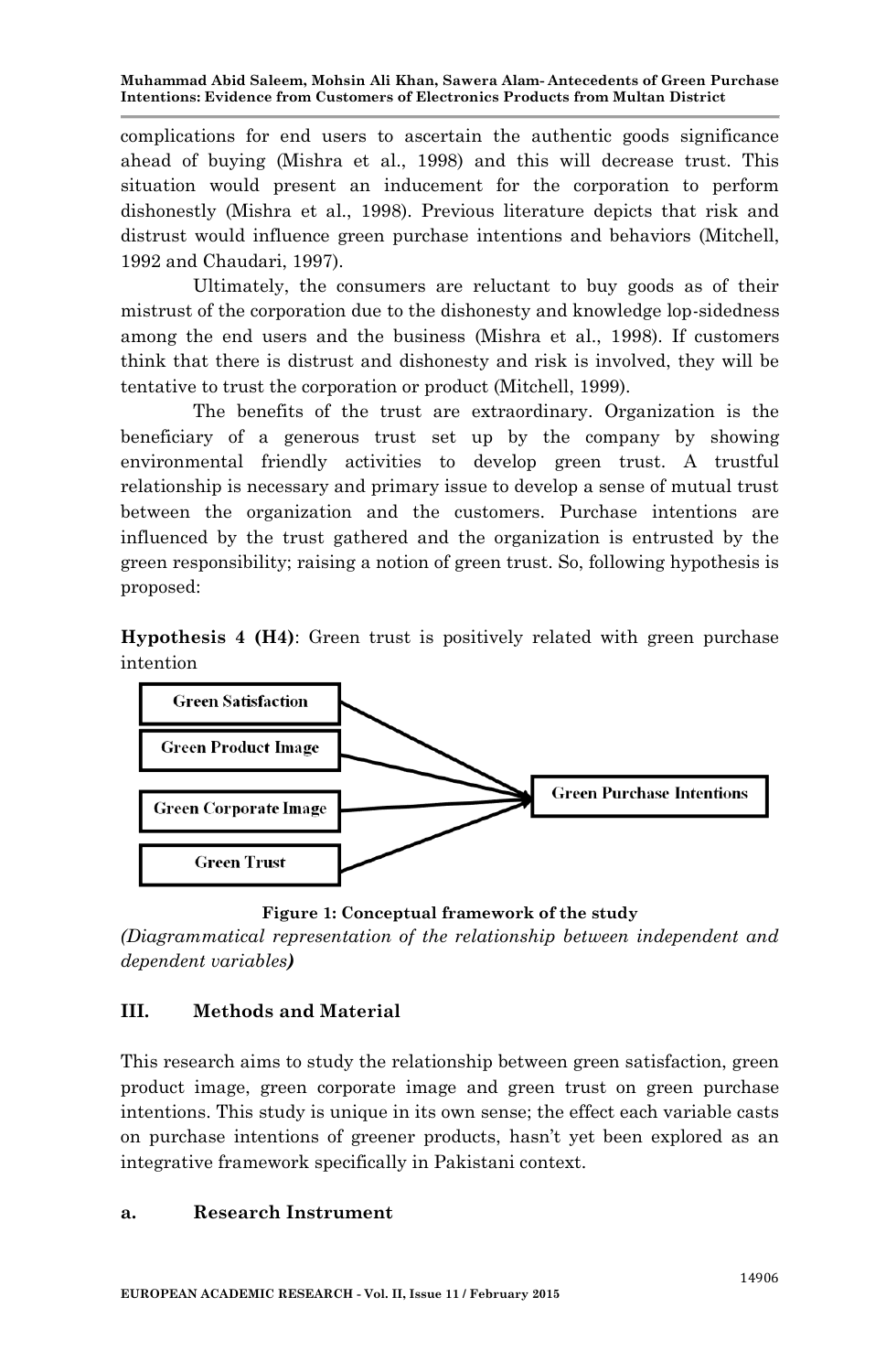complications for end users to ascertain the authentic goods significance ahead of buying (Mishra et al., 1998) and this will decrease trust. This situation would present an inducement for the corporation to perform dishonestly (Mishra et al., 1998). Previous literature depicts that risk and distrust would influence green purchase intentions and behaviors (Mitchell, 1992 and Chaudari, 1997).

Ultimately, the consumers are reluctant to buy goods as of their mistrust of the corporation due to the dishonesty and knowledge lop-sidedness among the end users and the business (Mishra et al., 1998). If customers think that there is distrust and dishonesty and risk is involved, they will be tentative to trust the corporation or product (Mitchell, 1999).

The benefits of the trust are extraordinary. Organization is the beneficiary of a generous trust set up by the company by showing environmental friendly activities to develop green trust. A trustful relationship is necessary and primary issue to develop a sense of mutual trust between the organization and the customers. Purchase intentions are influenced by the trust gathered and the organization is entrusted by the green responsibility; raising a notion of green trust. So, following hypothesis is proposed:

**Hypothesis 4 (H4)**: Green trust is positively related with green purchase intention

Green Satisfaction → Green Purchase Intentions
Green Product Image → Green Purchase Intentions
Green Corporate Image → Green Purchase Intentions
Green Trust → Green Purchase Intentions

**Figure 1: Conceptual framework of the study**

*(Diagrammatical representation of the relationship between independent and dependent variables)*

## III. Methods and Material

This research aims to study the relationship between green satisfaction, green product image, green corporate image and green trust on green purchase intentions. This study is unique in its own sense; the effect each variable casts on purchase intentions of greener products, hasn't yet been explored as an integrative framework specifically in Pakistani context.

### a. Research Instrument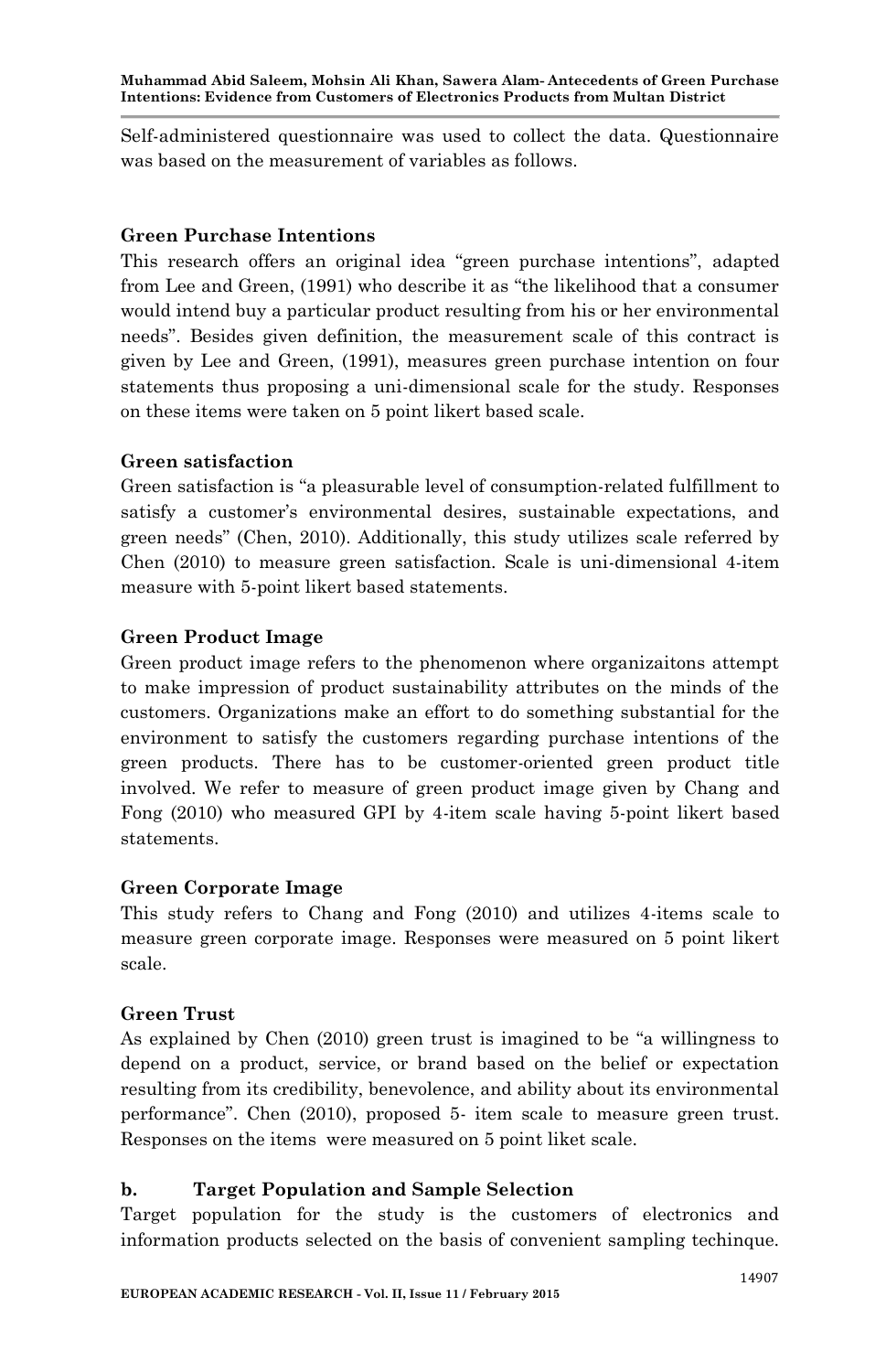Self-administered questionnaire was used to collect the data. Questionnaire was based on the measurement of variables as follows.

**Green Purchase Intentions**

This research offers an original idea "green purchase intentions", adapted from Lee and Green, (1991) who describe it as "the likelihood that a consumer would intend buy a particular product resulting from his or her environmental needs". Besides given definition, the measurement scale of this contract is given by Lee and Green, (1991), measures green purchase intention on four statements thus proposing a uni-dimensional scale for the study. Responses on these items were taken on 5 point likert based scale.

**Green satisfaction**

Green satisfaction is "a pleasurable level of consumption-related fulfillment to satisfy a customer's environmental desires, sustainable expectations, and green needs" (Chen, 2010). Additionally, this study utilizes scale referred by Chen (2010) to measure green satisfaction. Scale is uni-dimensional 4-item measure with 5-point likert based statements.

**Green Product Image**

Green product image refers to the phenomenon where organizaitons attempt to make impression of product sustainability attributes on the minds of the customers. Organizations make an effort to do something substantial for the environment to satisfy the customers regarding purchase intentions of the green products. There has to be customer-oriented green product title involved. We refer to measure of green product image given by Chang and Fong (2010) who measured GPI by 4-item scale having 5-point likert based statements.

**Green Corporate Image**

This study refers to Chang and Fong (2010) and utilizes 4-items scale to measure green corporate image. Responses were measured on 5 point likert scale.

**Green Trust**

As explained by Chen (2010) green trust is imagined to be "a willingness to depend on a product, service, or brand based on the belief or expectation resulting from its credibility, benevolence, and ability about its environmental performance". Chen (2010), proposed 5- item scale to measure green trust. Responses on the items were measured on 5 point liket scale.

**b. Target Population and Sample Selection**

Target population for the study is the customers of electronics and information products selected on the basis of convenient sampling techinque.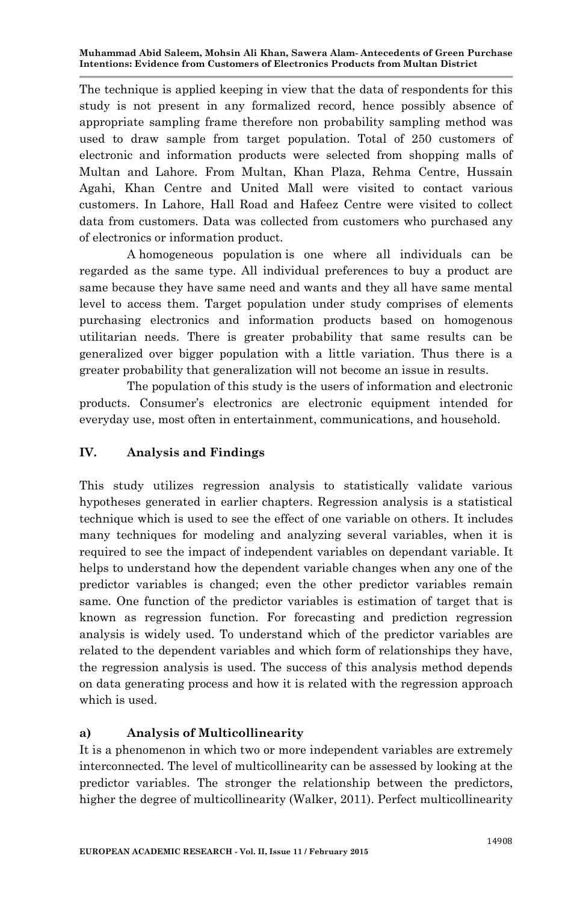The technique is applied keeping in view that the data of respondents for this study is not present in any formalized record, hence possibly absence of appropriate sampling frame therefore non probability sampling method was used to draw sample from target population. Total of 250 customers of electronic and information products were selected from shopping malls of Multan and Lahore. From Multan, Khan Plaza, Rehma Centre, Hussain Agahi, Khan Centre and United Mall were visited to contact various customers. In Lahore, Hall Road and Hafeez Centre were visited to collect data from customers. Data was collected from customers who purchased any of electronics or information product.

A homogeneous population is one where all individuals can be regarded as the same type. All individual preferences to buy a product are same because they have same need and wants and they all have same mental level to access them. Target population under study comprises of elements purchasing electronics and information products based on homogenous utilitarian needs. There is greater probability that same results can be generalized over bigger population with a little variation. Thus there is a greater probability that generalization will not become an issue in results.

The population of this study is the users of information and electronic products. Consumer's electronics are electronic equipment intended for everyday use, most often in entertainment, communications, and household.

## IV. Analysis and Findings

This study utilizes regression analysis to statistically validate various hypotheses generated in earlier chapters. Regression analysis is a statistical technique which is used to see the effect of one variable on others. It includes many techniques for modeling and analyzing several variables, when it is required to see the impact of independent variables on dependant variable. It helps to understand how the dependent variable changes when any one of the predictor variables is changed; even the other predictor variables remain same. One function of the predictor variables is estimation of target that is known as regression function. For forecasting and prediction regression analysis is widely used. To understand which of the predictor variables are related to the dependent variables and which form of relationships they have, the regression analysis is used. The success of this analysis method depends on data generating process and how it is related with the regression approach which is used.

### a) Analysis of Multicollinearity

It is a phenomenon in which two or more independent variables are extremely interconnected. The level of multicollinearity can be assessed by looking at the predictor variables. The stronger the relationship between the predictors, higher the degree of multicollinearity (Walker, 2011). Perfect multicollinearity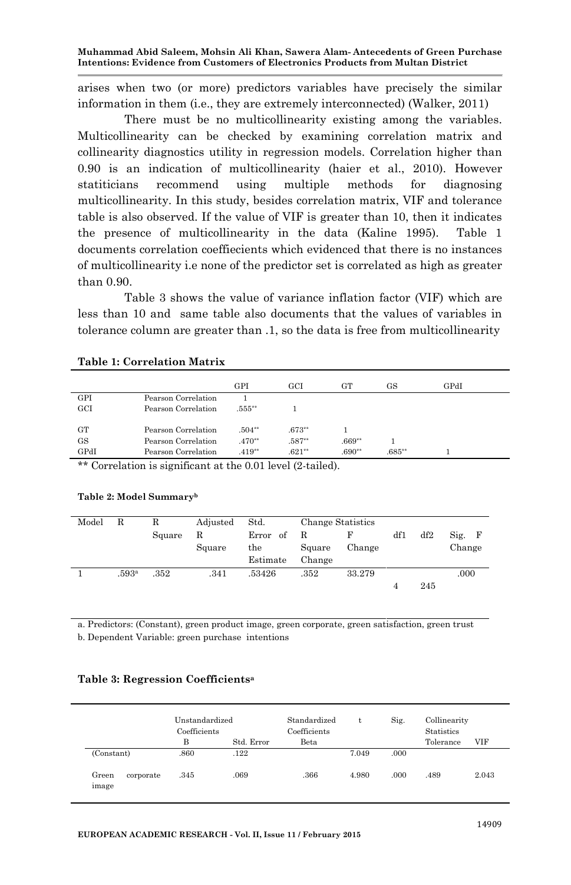arises when two (or more) predictors variables have precisely the similar information in them (i.e., they are extremely interconnected) (Walker, 2011)

There must be no multicollinearity existing among the variables. Multicollinearity can be checked by examining correlation matrix and collinearity diagnostics utility in regression models. Correlation higher than 0.90 is an indication of multicollinearity (haier et al., 2010). However statiticians recommend using multiple methods for diagnosing multicollinearity. In this study, besides correlation matrix, VIF and tolerance table is also observed. If the value of VIF is greater than 10, then it indicates the presence of multicollinearity in the data (Kaline 1995). Table 1 documents correlation coeffiecients which evidenced that there is no instances of multicollinearity i.e none of the predictor set is correlated as high as greater than 0.90.

Table 3 shows the value of variance inflation factor (VIF) which are less than 10 and same table also documents that the values of variables in tolerance column are greater than .1, so the data is free from multicollinearity

**Table 1: Correlation Matrix**

| | | GPI | GCI | GT | GS | GPdI |
|---|---|---|---|---|---|---|
| GPI | Pearson Correlation | 1 | | | | |
| GCI | Pearson Correlation | .555** | 1 | | | |
| GT | Pearson Correlation | .504** | .673** | 1 | | |
| GS | Pearson Correlation | .470** | .587** | .669** | 1 | |
| GPdI | Pearson Correlation | .419** | .621** | .690** | .685** | 1 |

** Correlation is significant at the 0.01 level (2-tailed).

**Table 2: Model Summary[b]**

| Model | R | R Square | Adjusted R Square | Std. Error of the Estimate | Change Statistics R Square Change | F Change | df1 | df2 | Sig. F Change |
|---|---|---|---|---|---|---|---|---|---|
| 1 | .593[a] | .352 | .341 | .53426 | .352 | 33.279 | 4 | 245 | .000 |

a. Predictors: (Constant), green product image, green corporate, green satisfaction, green trust

b. Dependent Variable: green purchase intentions

**Table 3: Regression Coefficients[a]**

| | Unstandardized Coefficients | | Standardized Coefficients | t | Sig. | Collinearity Statistics | |
|---|---|---|---|---|---|---|---|
| | B | Std. Error | Beta | | | Tolerance | VIF |
| (Constant) | .860 | .122 | | 7.049 | .000 | | |
| Green corporate image | .345 | .069 | .366 | 4.980 | .000 | .489 | 2.043 |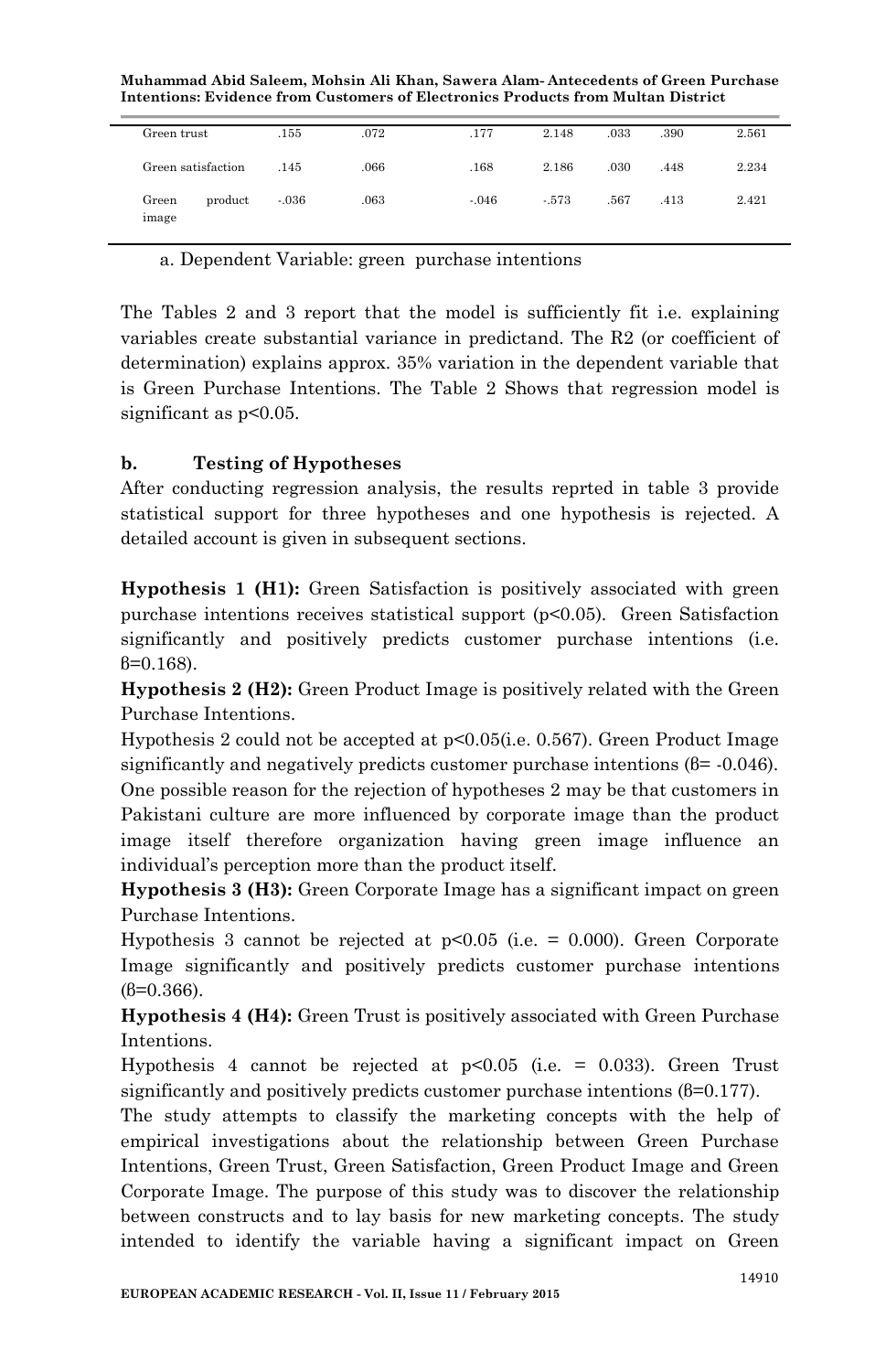| | | | | | | | |
|---|---|---|---|---|---|---|---|
| Green trust | .155 | .072 | .177 | 2.148 | .033 | .390 | 2.561 |
| Green satisfaction | .145 | .066 | .168 | 2.186 | .030 | .448 | 2.234 |
| Green product image | -.036 | .063 | -.046 | -.573 | .567 | .413 | 2.421 |

a. Dependent Variable: green purchase intentions

The Tables 2 and 3 report that the model is sufficiently fit i.e. explaining variables create substantial variance in predictand. The R2 (or coefficient of determination) explains approx. 35% variation in the dependent variable that is Green Purchase Intentions. The Table 2 Shows that regression model is significant as $p<0.05$.

**b. Testing of Hypotheses**

After conducting regression analysis, the results reprted in table 3 provide statistical support for three hypotheses and one hypothesis is rejected. A detailed account is given in subsequent sections.

**Hypothesis 1 (H1):** Green Satisfaction is positively associated with green purchase intentions receives statistical support ($p<0.05$). Green Satisfaction significantly and positively predicts customer purchase intentions (i.e. $\beta=0.168$).

**Hypothesis 2 (H2):** Green Product Image is positively related with the Green Purchase Intentions.

Hypothesis 2 could not be accepted at $p<0.05$(i.e. 0.567). Green Product Image significantly and negatively predicts customer purchase intentions ($\beta= -0.046$). One possible reason for the rejection of hypotheses 2 may be that customers in Pakistani culture are more influenced by corporate image than the product image itself therefore organization having green image influence an individual's perception more than the product itself.

**Hypothesis 3 (H3):** Green Corporate Image has a significant impact on green Purchase Intentions.

Hypothesis 3 cannot be rejected at $p<0.05$ (i.e. = 0.000). Green Corporate Image significantly and positively predicts customer purchase intentions ($\beta=0.366$).

**Hypothesis 4 (H4):** Green Trust is positively associated with Green Purchase Intentions.

Hypothesis 4 cannot be rejected at $p<0.05$ (i.e. = 0.033). Green Trust significantly and positively predicts customer purchase intentions ($\beta=0.177$).

The study attempts to classify the marketing concepts with the help of empirical investigations about the relationship between Green Purchase Intentions, Green Trust, Green Satisfaction, Green Product Image and Green Corporate Image. The purpose of this study was to discover the relationship between constructs and to lay basis for new marketing concepts. The study intended to identify the variable having a significant impact on Green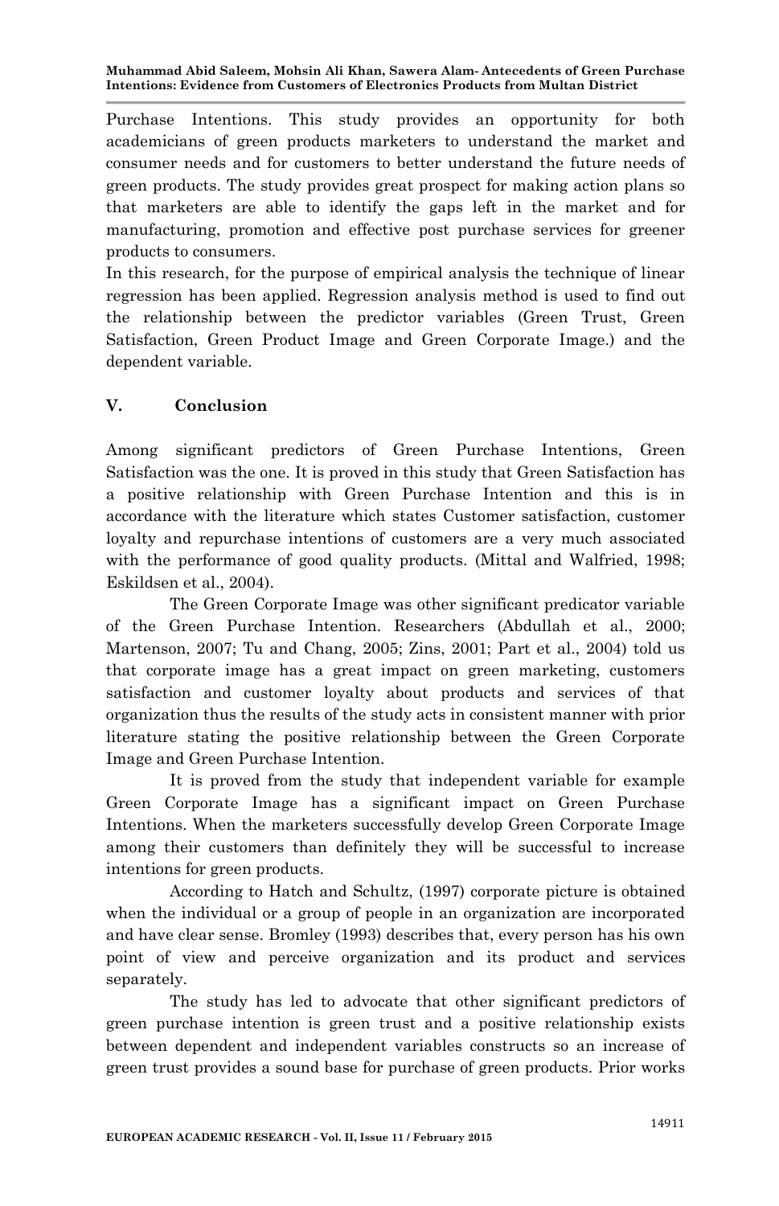Purchase Intentions. This study provides an opportunity for both academicians of green products marketers to understand the market and consumer needs and for customers to better understand the future needs of green products. The study provides great prospect for making action plans so that marketers are able to identify the gaps left in the market and for manufacturing, promotion and effective post purchase services for greener products to consumers.

In this research, for the purpose of empirical analysis the technique of linear regression has been applied. Regression analysis method is used to find out the relationship between the predictor variables (Green Trust, Green Satisfaction, Green Product Image and Green Corporate Image.) and the dependent variable.

## V. Conclusion

Among significant predictors of Green Purchase Intentions, Green Satisfaction was the one. It is proved in this study that Green Satisfaction has a positive relationship with Green Purchase Intention and this is in accordance with the literature which states Customer satisfaction, customer loyalty and repurchase intentions of customers are a very much associated with the performance of good quality products. (Mittal and Walfried, 1998; Eskildsen et al., 2004).

The Green Corporate Image was other significant predicator variable of the Green Purchase Intention. Researchers (Abdullah et al., 2000; Martenson, 2007; Tu and Chang, 2005; Zins, 2001; Part et al., 2004) told us that corporate image has a great impact on green marketing, customers satisfaction and customer loyalty about products and services of that organization thus the results of the study acts in consistent manner with prior literature stating the positive relationship between the Green Corporate Image and Green Purchase Intention.

It is proved from the study that independent variable for example Green Corporate Image has a significant impact on Green Purchase Intentions. When the marketers successfully develop Green Corporate Image among their customers than definitely they will be successful to increase intentions for green products.

According to Hatch and Schultz, (1997) corporate picture is obtained when the individual or a group of people in an organization are incorporated and have clear sense. Bromley (1993) describes that, every person has his own point of view and perceive organization and its product and services separately.

The study has led to advocate that other significant predictors of green purchase intention is green trust and a positive relationship exists between dependent and independent variables constructs so an increase of green trust provides a sound base for purchase of green products. Prior works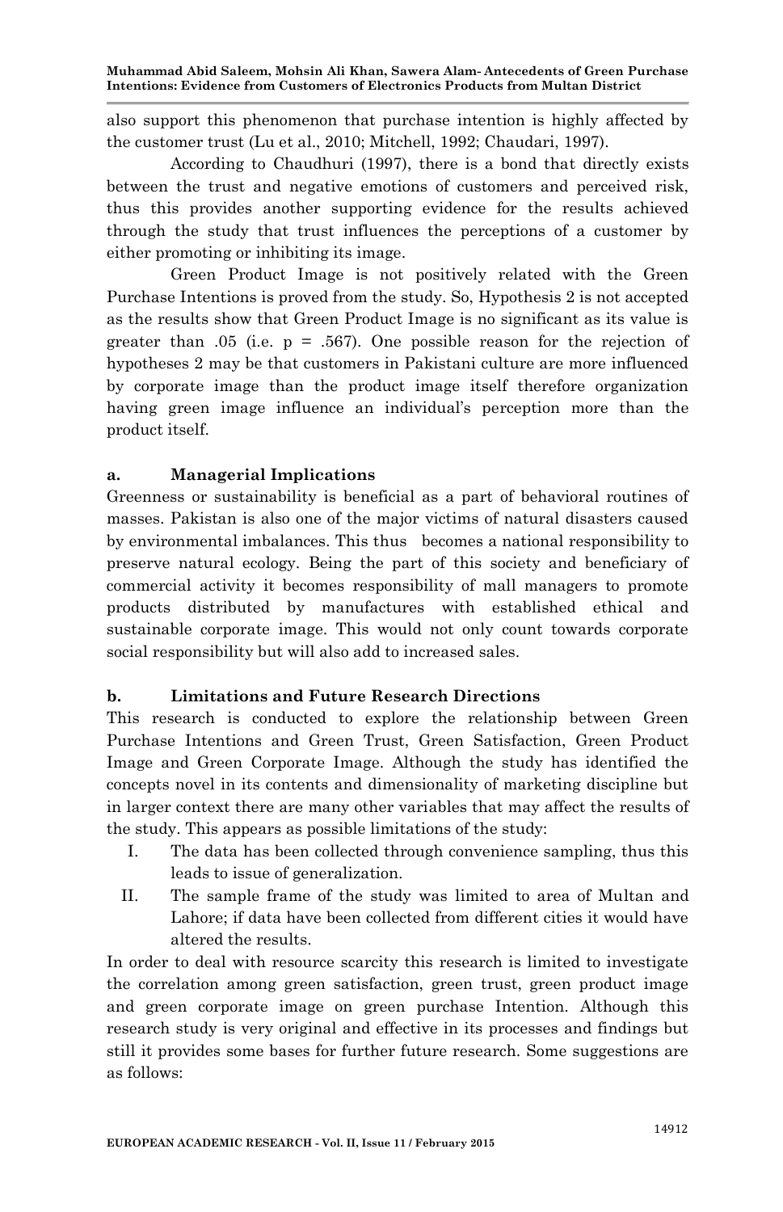also support this phenomenon that purchase intention is highly affected by the customer trust (Lu et al., 2010; Mitchell, 1992; Chaudari, 1997).

According to Chaudhuri (1997), there is a bond that directly exists between the trust and negative emotions of customers and perceived risk, thus this provides another supporting evidence for the results achieved through the study that trust influences the perceptions of a customer by either promoting or inhibiting its image.

Green Product Image is not positively related with the Green Purchase Intentions is proved from the study. So, Hypothesis 2 is not accepted as the results show that Green Product Image is no significant as its value is greater than .05 (i.e. p = .567). One possible reason for the rejection of hypotheses 2 may be that customers in Pakistani culture are more influenced by corporate image than the product image itself therefore organization having green image influence an individual's perception more than the product itself.

**a. Managerial Implications**

Greenness or sustainability is beneficial as a part of behavioral routines of masses. Pakistan is also one of the major victims of natural disasters caused by environmental imbalances. This thus becomes a national responsibility to preserve natural ecology. Being the part of this society and beneficiary of commercial activity it becomes responsibility of mall managers to promote products distributed by manufactures with established ethical and sustainable corporate image. This would not only count towards corporate social responsibility but will also add to increased sales.

**b. Limitations and Future Research Directions**

This research is conducted to explore the relationship between Green Purchase Intentions and Green Trust, Green Satisfaction, Green Product Image and Green Corporate Image. Although the study has identified the concepts novel in its contents and dimensionality of marketing discipline but in larger context there are many other variables that may affect the results of the study. This appears as possible limitations of the study:

I. The data has been collected through convenience sampling, thus this leads to issue of generalization.

II. The sample frame of the study was limited to area of Multan and Lahore; if data have been collected from different cities it would have altered the results.

In order to deal with resource scarcity this research is limited to investigate the correlation among green satisfaction, green trust, green product image and green corporate image on green purchase Intention. Although this research study is very original and effective in its processes and findings but still it provides some bases for further future research. Some suggestions are as follows: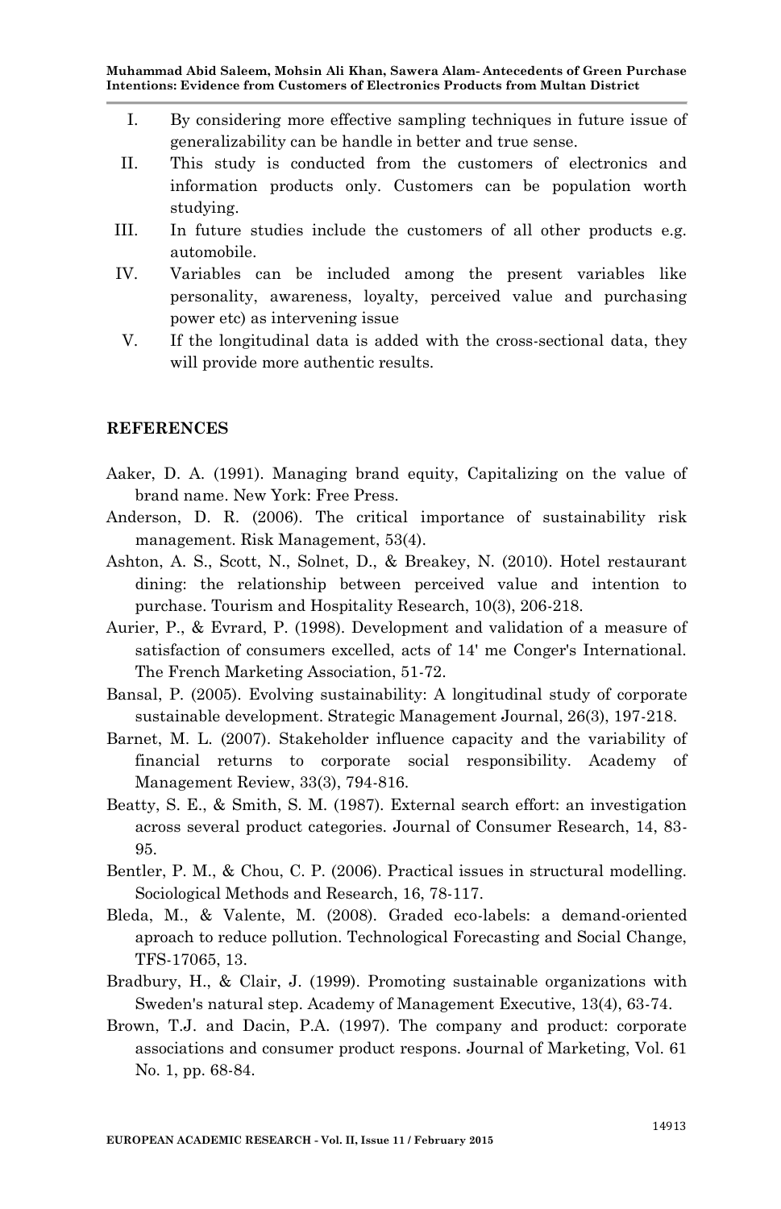I. By considering more effective sampling techniques in future issue of generalizability can be handle in better and true sense.
II. This study is conducted from the customers of electronics and information products only. Customers can be population worth studying.
III. In future studies include the customers of all other products e.g. automobile.
IV. Variables can be included among the present variables like personality, awareness, loyalty, perceived value and purchasing power etc) as intervening issue
V. If the longitudinal data is added with the cross-sectional data, they will provide more authentic results.

## REFERENCES

Aaker, D. A. (1991). Managing brand equity, Capitalizing on the value of brand name. New York: Free Press.

Anderson, D. R. (2006). The critical importance of sustainability risk management. Risk Management, 53(4).

Ashton, A. S., Scott, N., Solnet, D., & Breakey, N. (2010). Hotel restaurant dining: the relationship between perceived value and intention to purchase. Tourism and Hospitality Research, 10(3), 206-218.

Aurier, P., & Evrard, P. (1998). Development and validation of a measure of satisfaction of consumers excelled, acts of 14' me Conger's International. The French Marketing Association, 51-72.

Bansal, P. (2005). Evolving sustainability: A longitudinal study of corporate sustainable development. Strategic Management Journal, 26(3), 197-218.

Barnet, M. L. (2007). Stakeholder influence capacity and the variability of financial returns to corporate social responsibility. Academy of Management Review, 33(3), 794-816.

Beatty, S. E., & Smith, S. M. (1987). External search effort: an investigation across several product categories. Journal of Consumer Research, 14, 83-95.

Bentler, P. M., & Chou, C. P. (2006). Practical issues in structural modelling. Sociological Methods and Research, 16, 78-117.

Bleda, M., & Valente, M. (2008). Graded eco-labels: a demand-oriented aproach to reduce pollution. Technological Forecasting and Social Change, TFS-17065, 13.

Bradbury, H., & Clair, J. (1999). Promoting sustainable organizations with Sweden's natural step. Academy of Management Executive, 13(4), 63-74.

Brown, T.J. and Dacin, P.A. (1997). The company and product: corporate associations and consumer product respons. Journal of Marketing, Vol. 61 No. 1, pp. 68-84.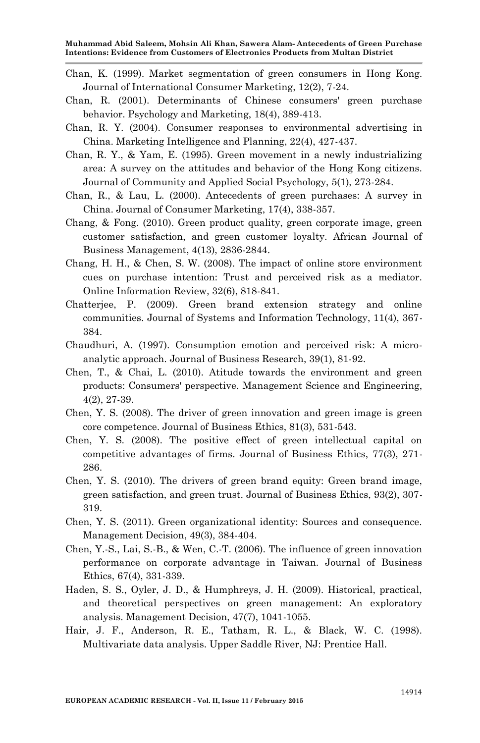Chan, K. (1999). Market segmentation of green consumers in Hong Kong. Journal of International Consumer Marketing, 12(2), 7-24.

Chan, R. (2001). Determinants of Chinese consumers' green purchase behavior. Psychology and Marketing, 18(4), 389-413.

Chan, R. Y. (2004). Consumer responses to environmental advertising in China. Marketing Intelligence and Planning, 22(4), 427-437.

Chan, R. Y., & Yam, E. (1995). Green movement in a newly industrializing area: A survey on the attitudes and behavior of the Hong Kong citizens. Journal of Community and Applied Social Psychology, 5(1), 273-284.

Chan, R., & Lau, L. (2000). Antecedents of green purchases: A survey in China. Journal of Consumer Marketing, 17(4), 338-357.

Chang, & Fong. (2010). Green product quality, green corporate image, green customer satisfaction, and green customer loyalty. African Journal of Business Management, 4(13), 2836-2844.

Chang, H. H., & Chen, S. W. (2008). The impact of online store environment cues on purchase intention: Trust and perceived risk as a mediator. Online Information Review, 32(6), 818-841.

Chatterjee, P. (2009). Green brand extension strategy and online communities. Journal of Systems and Information Technology, 11(4), 367-384.

Chaudhuri, A. (1997). Consumption emotion and perceived risk: A micro-analytic approach. Journal of Business Research, 39(1), 81-92.

Chen, T., & Chai, L. (2010). Atitude towards the environment and green products: Consumers' perspective. Management Science and Engineering, 4(2), 27-39.

Chen, Y. S. (2008). The driver of green innovation and green image is green core competence. Journal of Business Ethics, 81(3), 531-543.

Chen, Y. S. (2008). The positive effect of green intellectual capital on competitive advantages of firms. Journal of Business Ethics, 77(3), 271-286.

Chen, Y. S. (2010). The drivers of green brand equity: Green brand image, green satisfaction, and green trust. Journal of Business Ethics, 93(2), 307-319.

Chen, Y. S. (2011). Green organizational identity: Sources and consequence. Management Decision, 49(3), 384-404.

Chen, Y.-S., Lai, S.-B., & Wen, C.-T. (2006). The influence of green innovation performance on corporate advantage in Taiwan. Journal of Business Ethics, 67(4), 331-339.

Haden, S. S., Oyler, J. D., & Humphreys, J. H. (2009). Historical, practical, and theoretical perspectives on green management: An exploratory analysis. Management Decision, 47(7), 1041-1055.

Hair, J. F., Anderson, R. E., Tatham, R. L., & Black, W. C. (1998). Multivariate data analysis. Upper Saddle River, NJ: Prentice Hall.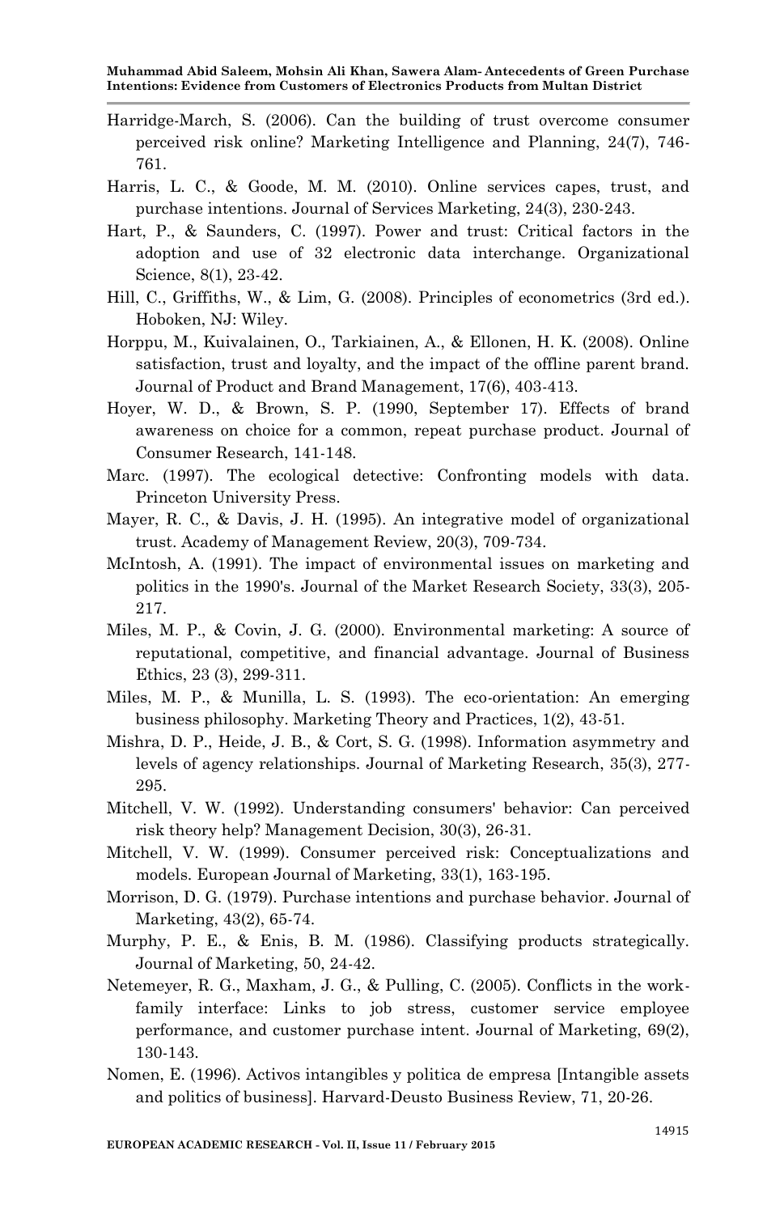Harridge-March, S. (2006). Can the building of trust overcome consumer perceived risk online? Marketing Intelligence and Planning, 24(7), 746-761.

Harris, L. C., & Goode, M. M. (2010). Online services capes, trust, and purchase intentions. Journal of Services Marketing, 24(3), 230-243.

Hart, P., & Saunders, C. (1997). Power and trust: Critical factors in the adoption and use of 32 electronic data interchange. Organizational Science, 8(1), 23-42.

Hill, C., Griffiths, W., & Lim, G. (2008). Principles of econometrics (3rd ed.). Hoboken, NJ: Wiley.

Horppu, M., Kuivalainen, O., Tarkiainen, A., & Ellonen, H. K. (2008). Online satisfaction, trust and loyalty, and the impact of the offline parent brand. Journal of Product and Brand Management, 17(6), 403-413.

Hoyer, W. D., & Brown, S. P. (1990, September 17). Effects of brand awareness on choice for a common, repeat purchase product. Journal of Consumer Research, 141-148.

Marc. (1997). The ecological detective: Confronting models with data. Princeton University Press.

Mayer, R. C., & Davis, J. H. (1995). An integrative model of organizational trust. Academy of Management Review, 20(3), 709-734.

McIntosh, A. (1991). The impact of environmental issues on marketing and politics in the 1990's. Journal of the Market Research Society, 33(3), 205-217.

Miles, M. P., & Covin, J. G. (2000). Environmental marketing: A source of reputational, competitive, and financial advantage. Journal of Business Ethics, 23 (3), 299-311.

Miles, M. P., & Munilla, L. S. (1993). The eco-orientation: An emerging business philosophy. Marketing Theory and Practices, 1(2), 43-51.

Mishra, D. P., Heide, J. B., & Cort, S. G. (1998). Information asymmetry and levels of agency relationships. Journal of Marketing Research, 35(3), 277-295.

Mitchell, V. W. (1992). Understanding consumers' behavior: Can perceived risk theory help? Management Decision, 30(3), 26-31.

Mitchell, V. W. (1999). Consumer perceived risk: Conceptualizations and models. European Journal of Marketing, 33(1), 163-195.

Morrison, D. G. (1979). Purchase intentions and purchase behavior. Journal of Marketing, 43(2), 65-74.

Murphy, P. E., & Enis, B. M. (1986). Classifying products strategically. Journal of Marketing, 50, 24-42.

Netemeyer, R. G., Maxham, J. G., & Pulling, C. (2005). Conflicts in the work-family interface: Links to job stress, customer service employee performance, and customer purchase intent. Journal of Marketing, 69(2), 130-143.

Nomen, E. (1996). Activos intangibles y politica de empresa [Intangible assets and politics of business]. Harvard-Deusto Business Review, 71, 20-26.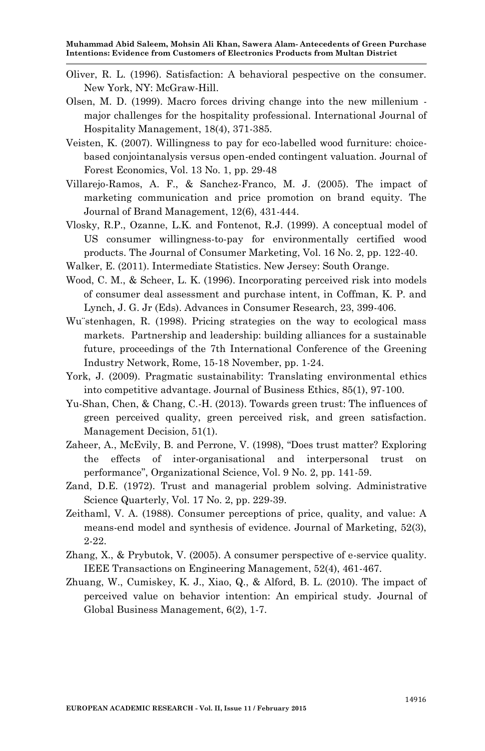Oliver, R. L. (1996). Satisfaction: A behavioral pespective on the consumer. New York, NY: McGraw-Hill.

Olsen, M. D. (1999). Macro forces driving change into the new millenium - major challenges for the hospitality professional. International Journal of Hospitality Management, 18(4), 371-385.

Veisten, K. (2007). Willingness to pay for eco-labelled wood furniture: choice-based conjointanalysis versus open-ended contingent valuation. Journal of Forest Economics, Vol. 13 No. 1, pp. 29-48

Villarejo-Ramos, A. F., & Sanchez-Franco, M. J. (2005). The impact of marketing communication and price promotion on brand equity. The Journal of Brand Management, 12(6), 431-444.

Vlosky, R.P., Ozanne, L.K. and Fontenot, R.J. (1999). A conceptual model of US consumer willingness-to-pay for environmentally certified wood products. The Journal of Consumer Marketing, Vol. 16 No. 2, pp. 122-40.

Walker, E. (2011). Intermediate Statistics. New Jersey: South Orange.

Wood, C. M., & Scheer, L. K. (1996). Incorporating perceived risk into models of consumer deal assessment and purchase intent, in Coffman, K. P. and Lynch, J. G. Jr (Eds). Advances in Consumer Research, 23, 399-406.

Wu¨stenhagen, R. (1998). Pricing strategies on the way to ecological mass markets. Partnership and leadership: building alliances for a sustainable future, proceedings of the 7th International Conference of the Greening Industry Network, Rome, 15-18 November, pp. 1-24.

York, J. (2009). Pragmatic sustainability: Translating environmental ethics into competitive advantage. Journal of Business Ethics, 85(1), 97-100.

Yu-Shan, Chen, & Chang, C.-H. (2013). Towards green trust: The influences of green perceived quality, green perceived risk, and green satisfaction. Management Decision, 51(1).

Zaheer, A., McEvily, B. and Perrone, V. (1998), "Does trust matter? Exploring the effects of inter-organisational and interpersonal trust on performance", Organizational Science, Vol. 9 No. 2, pp. 141-59.

Zand, D.E. (1972). Trust and managerial problem solving. Administrative Science Quarterly, Vol. 17 No. 2, pp. 229-39.

Zeithaml, V. A. (1988). Consumer perceptions of price, quality, and value: A means-end model and synthesis of evidence. Journal of Marketing, 52(3), 2-22.

Zhang, X., & Prybutok, V. (2005). A consumer perspective of e-service quality. IEEE Transactions on Engineering Management, 52(4), 461-467.

Zhuang, W., Cumiskey, K. J., Xiao, Q., & Alford, B. L. (2010). The impact of perceived value on behavior intention: An empirical study. Journal of Global Business Management, 6(2), 1-7.